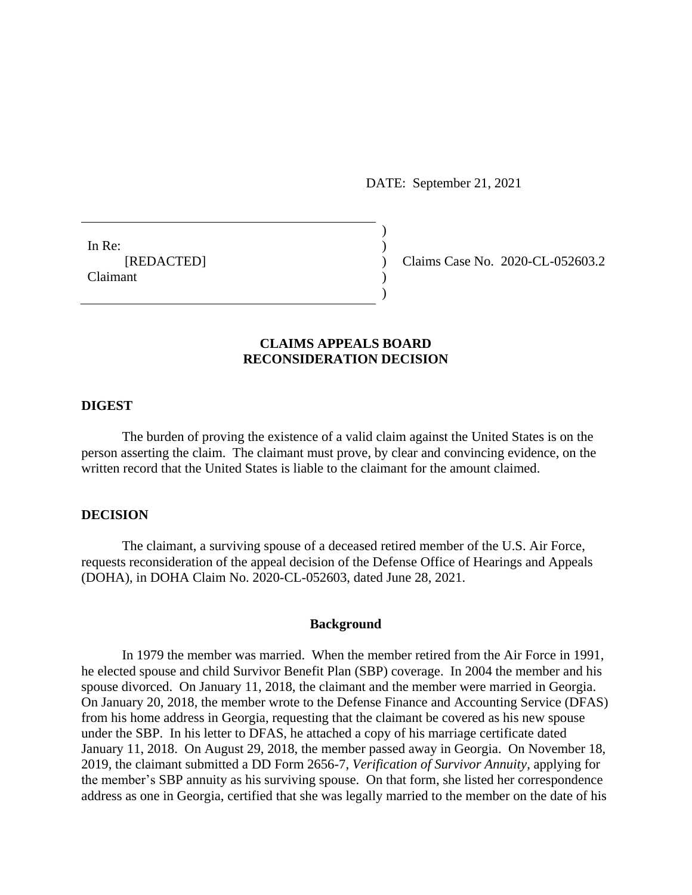DATE: September 21, 2021

In Re:
[REDACTED]
Claimant

Claims Case No. 2020-CL-052603.2

## CLAIMS APPEALS BOARD
## RECONSIDERATION DECISION

### DIGEST

The burden of proving the existence of a valid claim against the United States is on the person asserting the claim. The claimant must prove, by clear and convincing evidence, on the written record that the United States is liable to the claimant for the amount claimed.

### DECISION

The claimant, a surviving spouse of a deceased retired member of the U.S. Air Force, requests reconsideration of the appeal decision of the Defense Office of Hearings and Appeals (DOHA), in DOHA Claim No. 2020-CL-052603, dated June 28, 2021.

#### Background

In 1979 the member was married. When the member retired from the Air Force in 1991, he elected spouse and child Survivor Benefit Plan (SBP) coverage. In 2004 the member and his spouse divorced. On January 11, 2018, the claimant and the member were married in Georgia. On January 20, 2018, the member wrote to the Defense Finance and Accounting Service (DFAS) from his home address in Georgia, requesting that the claimant be covered as his new spouse under the SBP. In his letter to DFAS, he attached a copy of his marriage certificate dated January 11, 2018. On August 29, 2018, the member passed away in Georgia. On November 18, 2019, the claimant submitted a DD Form 2656-7, *Verification of Survivor Annuity*, applying for the member's SBP annuity as his surviving spouse. On that form, she listed her correspondence address as one in Georgia, certified that she was legally married to the member on the date of his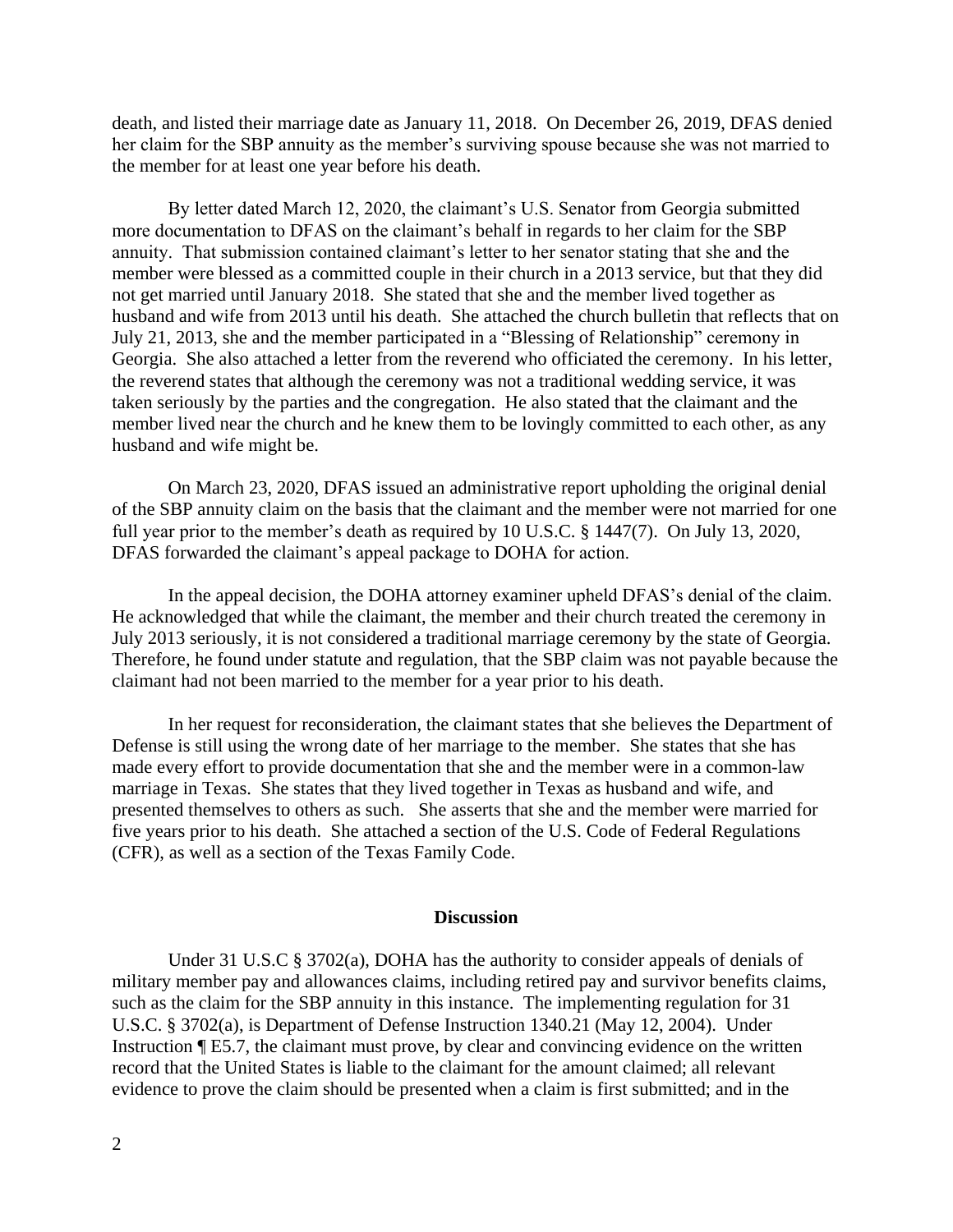death, and listed their marriage date as January 11, 2018. On December 26, 2019, DFAS denied her claim for the SBP annuity as the member's surviving spouse because she was not married to the member for at least one year before his death.

By letter dated March 12, 2020, the claimant's U.S. Senator from Georgia submitted more documentation to DFAS on the claimant's behalf in regards to her claim for the SBP annuity. That submission contained claimant's letter to her senator stating that she and the member were blessed as a committed couple in their church in a 2013 service, but that they did not get married until January 2018. She stated that she and the member lived together as husband and wife from 2013 until his death. She attached the church bulletin that reflects that on July 21, 2013, she and the member participated in a "Blessing of Relationship" ceremony in Georgia. She also attached a letter from the reverend who officiated the ceremony. In his letter, the reverend states that although the ceremony was not a traditional wedding service, it was taken seriously by the parties and the congregation. He also stated that the claimant and the member lived near the church and he knew them to be lovingly committed to each other, as any husband and wife might be.

On March 23, 2020, DFAS issued an administrative report upholding the original denial of the SBP annuity claim on the basis that the claimant and the member were not married for one full year prior to the member's death as required by 10 U.S.C. § 1447(7). On July 13, 2020, DFAS forwarded the claimant's appeal package to DOHA for action.

In the appeal decision, the DOHA attorney examiner upheld DFAS's denial of the claim. He acknowledged that while the claimant, the member and their church treated the ceremony in July 2013 seriously, it is not considered a traditional marriage ceremony by the state of Georgia. Therefore, he found under statute and regulation, that the SBP claim was not payable because the claimant had not been married to the member for a year prior to his death.

In her request for reconsideration, the claimant states that she believes the Department of Defense is still using the wrong date of her marriage to the member. She states that she has made every effort to provide documentation that she and the member were in a common-law marriage in Texas. She states that they lived together in Texas as husband and wife, and presented themselves to others as such. She asserts that she and the member were married for five years prior to his death. She attached a section of the U.S. Code of Federal Regulations (CFR), as well as a section of the Texas Family Code.

## Discussion

Under 31 U.S.C § 3702(a), DOHA has the authority to consider appeals of denials of military member pay and allowances claims, including retired pay and survivor benefits claims, such as the claim for the SBP annuity in this instance. The implementing regulation for 31 U.S.C. § 3702(a), is Department of Defense Instruction 1340.21 (May 12, 2004). Under Instruction ¶ E5.7, the claimant must prove, by clear and convincing evidence on the written record that the United States is liable to the claimant for the amount claimed; all relevant evidence to prove the claim should be presented when a claim is first submitted; and in the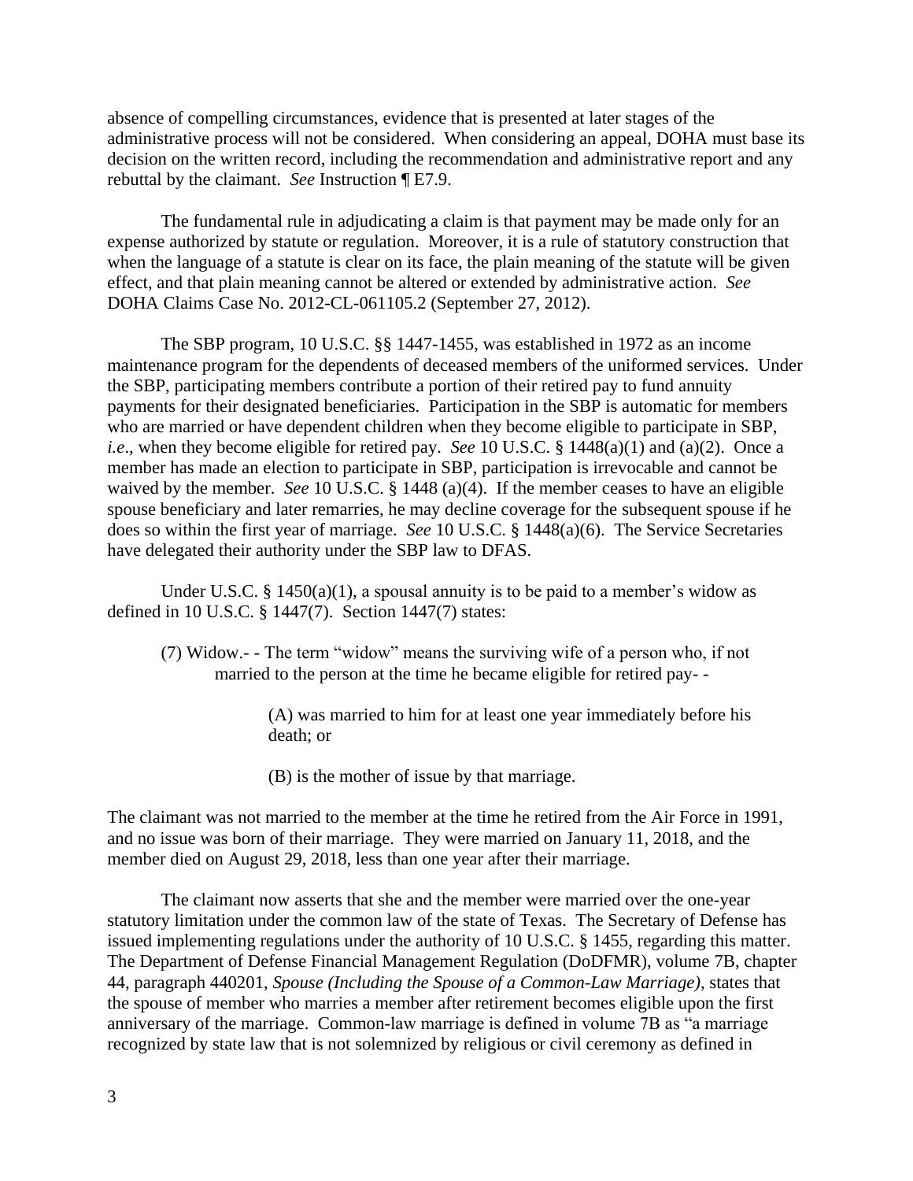absence of compelling circumstances, evidence that is presented at later stages of the administrative process will not be considered. When considering an appeal, DOHA must base its decision on the written record, including the recommendation and administrative report and any rebuttal by the claimant. *See* Instruction ¶ E7.9.

The fundamental rule in adjudicating a claim is that payment may be made only for an expense authorized by statute or regulation. Moreover, it is a rule of statutory construction that when the language of a statute is clear on its face, the plain meaning of the statute will be given effect, and that plain meaning cannot be altered or extended by administrative action. *See* DOHA Claims Case No. 2012-CL-061105.2 (September 27, 2012).

The SBP program, 10 U.S.C. §§ 1447-1455, was established in 1972 as an income maintenance program for the dependents of deceased members of the uniformed services. Under the SBP, participating members contribute a portion of their retired pay to fund annuity payments for their designated beneficiaries. Participation in the SBP is automatic for members who are married or have dependent children when they become eligible to participate in SBP, *i.e*., when they become eligible for retired pay. *See* 10 U.S.C. § 1448(a)(1) and (a)(2). Once a member has made an election to participate in SBP, participation is irrevocable and cannot be waived by the member. *See* 10 U.S.C. § 1448 (a)(4). If the member ceases to have an eligible spouse beneficiary and later remarries, he may decline coverage for the subsequent spouse if he does so within the first year of marriage. *See* 10 U.S.C. § 1448(a)(6). The Service Secretaries have delegated their authority under the SBP law to DFAS.

Under U.S.C. § 1450(a)(1), a spousal annuity is to be paid to a member's widow as defined in 10 U.S.C. § 1447(7). Section 1447(7) states:

> (7) Widow.- - The term "widow" means the surviving wife of a person who, if not married to the person at the time he became eligible for retired pay- -
>
> (A) was married to him for at least one year immediately before his death; or
>
> (B) is the mother of issue by that marriage.

The claimant was not married to the member at the time he retired from the Air Force in 1991, and no issue was born of their marriage. They were married on January 11, 2018, and the member died on August 29, 2018, less than one year after their marriage.

The claimant now asserts that she and the member were married over the one-year statutory limitation under the common law of the state of Texas. The Secretary of Defense has issued implementing regulations under the authority of 10 U.S.C. § 1455, regarding this matter. The Department of Defense Financial Management Regulation (DoDFMR), volume 7B, chapter 44, paragraph 440201, *Spouse (Including the Spouse of a Common-Law Marriage)*, states that the spouse of member who marries a member after retirement becomes eligible upon the first anniversary of the marriage. Common-law marriage is defined in volume 7B as "a marriage recognized by state law that is not solemnized by religious or civil ceremony as defined in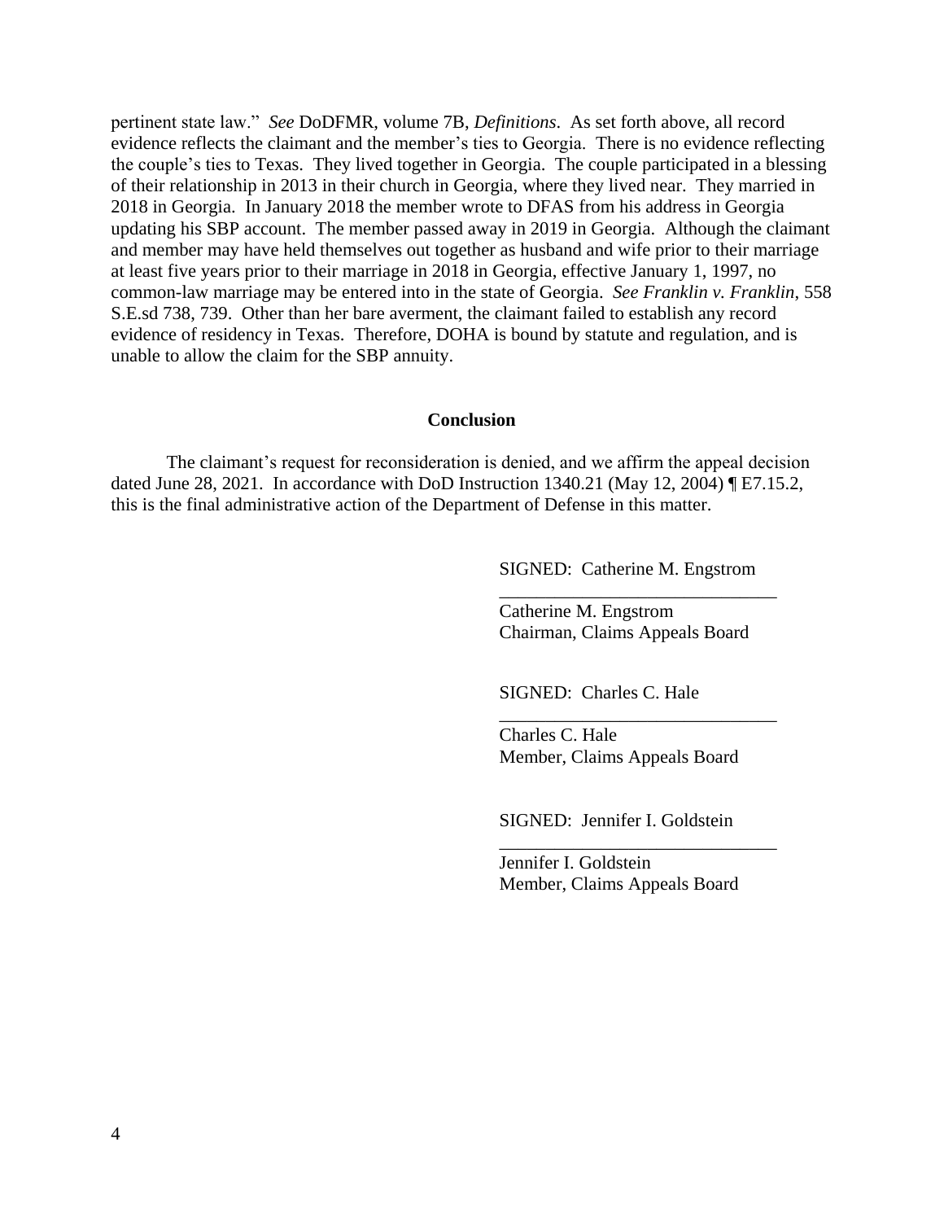pertinent state law." *See* DoDFMR, volume 7B, *Definitions*. As set forth above, all record evidence reflects the claimant and the member's ties to Georgia. There is no evidence reflecting the couple's ties to Texas. They lived together in Georgia. The couple participated in a blessing of their relationship in 2013 in their church in Georgia, where they lived near. They married in 2018 in Georgia. In January 2018 the member wrote to DFAS from his address in Georgia updating his SBP account. The member passed away in 2019 in Georgia. Although the claimant and member may have held themselves out together as husband and wife prior to their marriage at least five years prior to their marriage in 2018 in Georgia, effective January 1, 1997, no common-law marriage may be entered into in the state of Georgia. *See Franklin v. Franklin*, 558 S.E.sd 738, 739. Other than her bare averment, the claimant failed to establish any record evidence of residency in Texas. Therefore, DOHA is bound by statute and regulation, and is unable to allow the claim for the SBP annuity.

## Conclusion

The claimant's request for reconsideration is denied, and we affirm the appeal decision dated June 28, 2021. In accordance with DoD Instruction 1340.21 (May 12, 2004) ¶ E7.15.2, this is the final administrative action of the Department of Defense in this matter.

SIGNED: Catherine M. Engstrom

______________________________
Catherine M. Engstrom
Chairman, Claims Appeals Board

SIGNED: Charles C. Hale

______________________________
Charles C. Hale
Member, Claims Appeals Board

SIGNED: Jennifer I. Goldstein

______________________________
Jennifer I. Goldstein
Member, Claims Appeals Board